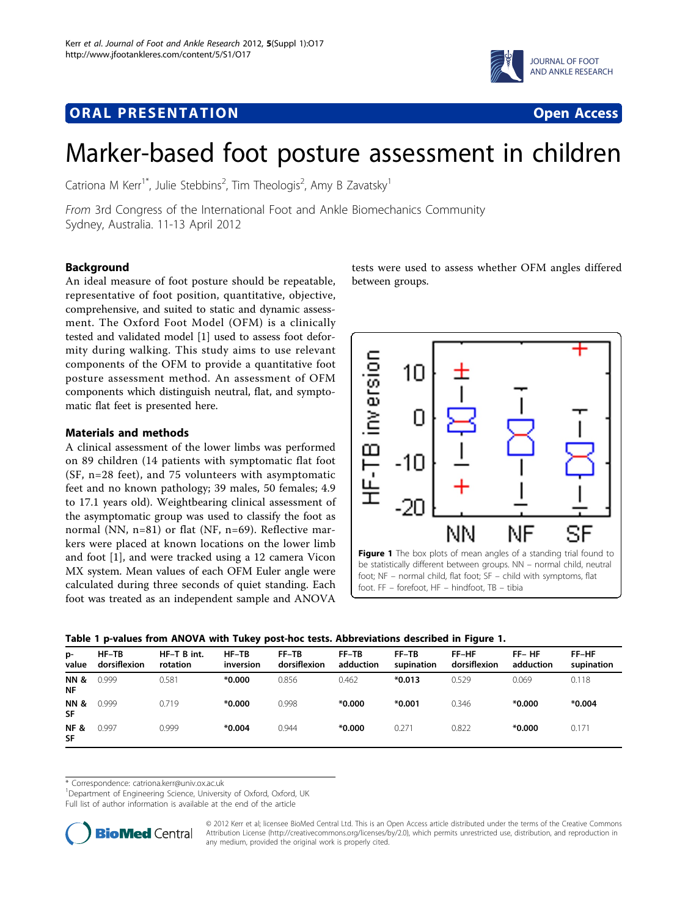## ORAL PRESENTATION

**Open Access**

# Marker-based foot posture assessment in children

Catriona M Kerr[1*], Julie Stebbins[2], Tim Theologis[2], Amy B Zavatsky[1]

*From* 3rd Congress of the International Foot and Ankle Biomechanics Community
Sydney, Australia. 11-13 April 2012

### Background

An ideal measure of foot posture should be repeatable, representative of foot position, quantitative, objective, comprehensive, and suited to static and dynamic assessment. The Oxford Foot Model (OFM) is a clinically tested and validated model [1] used to assess foot deformity during walking. This study aims to use relevant components of the OFM to provide a quantitative foot posture assessment method. An assessment of OFM components which distinguish neutral, flat, and symptomatic flat feet is presented here.

### Materials and methods

A clinical assessment of the lower limbs was performed on 89 children (14 patients with symptomatic flat foot (SF, n=28 feet), and 75 volunteers with asymptomatic feet and no known pathology; 39 males, 50 females; 4.9 to 17.1 years old). Weightbearing clinical assessment of the asymptomatic group was used to classify the foot as normal (NN, n=81) or flat (NF, n=69). Reflective markers were placed at known locations on the lower limb and foot [1], and were tracked using a 12 camera Vicon MX system. Mean values of each OFM Euler angle were calculated during three seconds of quiet standing. Each foot was treated as an independent sample and ANOVA tests were used to assess whether OFM angles differed between groups.

**Figure 1** The box plots of mean angles of a standing trial found to be statistically different between groups. NN – normal child, neutral foot; NF – normal child, flat foot; SF – child with symptoms, flat foot. FF – forefoot, HF – hindfoot, TB – tibia

**Table 1 p-values from ANOVA with Tukey post-hoc tests. Abbreviations described in Figure 1.**

| p-value | HF–TB dorsiflexion | HF–T B int. rotation | HF–TB inversion | FF–TB dorsiflexion | FF–TB adduction | FF–TB supination | FF–HF dorsiflexion | FF– HF adduction | FF–HF supination |
|---|---|---|---|---|---|---|---|---|---|
| **NN & NF** | 0.999 | 0.581 | ***0.000** | 0.856 | 0.462 | ***0.013** | 0.529 | 0.069 | 0.118 |
| **NN & SF** | 0.999 | 0.719 | ***0.000** | 0.998 | ***0.000** | ***0.001** | 0.346 | ***0.000** | ***0.004** |
| **NF & SF** | 0.997 | 0.999 | ***0.004** | 0.944 | ***0.000** | 0.271 | 0.822 | ***0.000** | 0.171 |

* Correspondence: catriona.kerr@univ.ox.ac.uk
[1]Department of Engineering Science, University of Oxford, Oxford, UK
Full list of author information is available at the end of the article

© 2012 Kerr et al; licensee BioMed Central Ltd. This is an Open Access article distributed under the terms of the Creative Commons Attribution License (http://creativecommons.org/licenses/by/2.0), which permits unrestricted use, distribution, and reproduction in any medium, provided the original work is properly cited.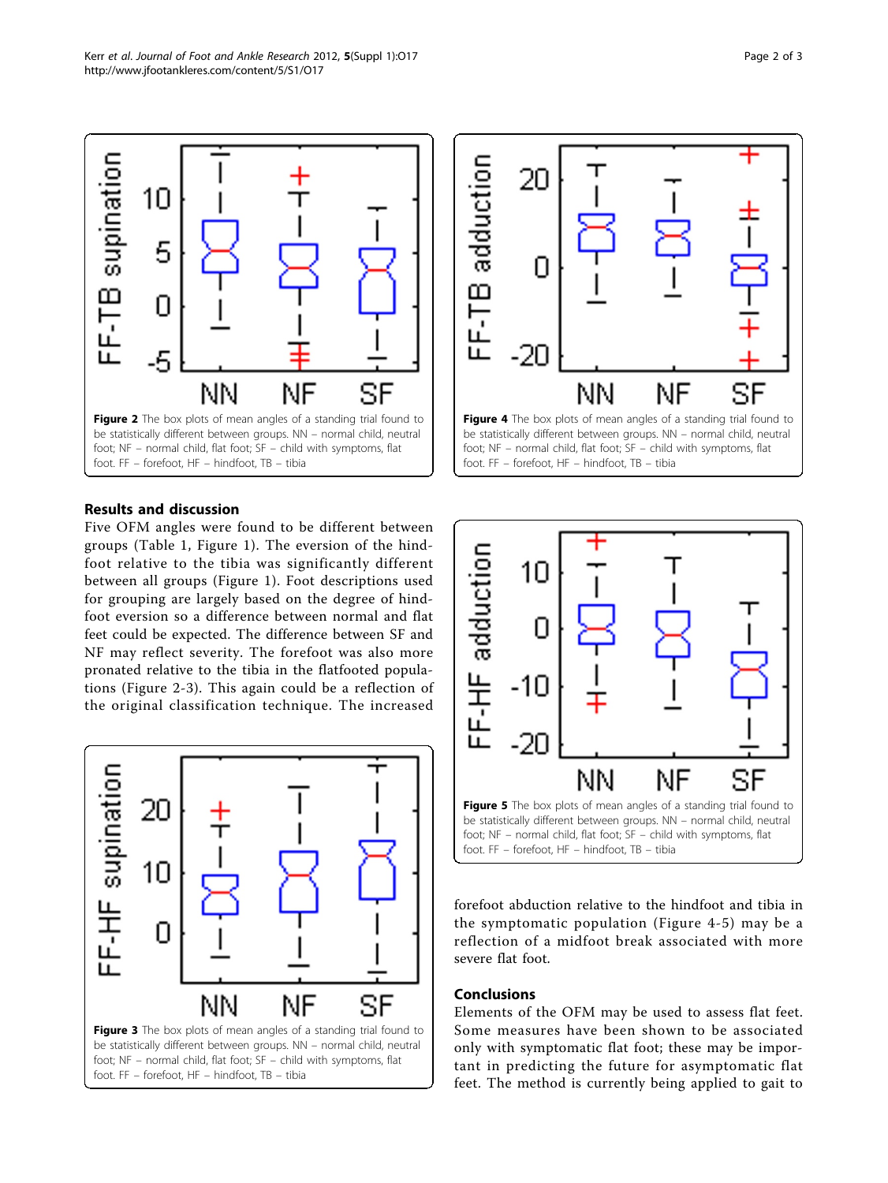Figure 2 The box plots of mean angles of a standing trial found to be statistically different between groups. NN – normal child, neutral foot; NF – normal child, flat foot; SF – child with symptoms, flat foot. FF – forefoot, HF – hindfoot, TB – tibia

Figure 4 The box plots of mean angles of a standing trial found to be statistically different between groups. NN – normal child, neutral foot; NF – normal child, flat foot; SF – child with symptoms, flat foot. FF – forefoot, HF – hindfoot, TB – tibia

## Results and discussion

Five OFM angles were found to be different between groups (Table 1, Figure 1). The eversion of the hindfoot relative to the tibia was significantly different between all groups (Figure 1). Foot descriptions used for grouping are largely based on the degree of hindfoot eversion so a difference between normal and flat feet could be expected. The difference between SF and NF may reflect severity. The forefoot was also more pronated relative to the tibia in the flatfooted populations (Figure 2-3). This again could be a reflection of the original classification technique. The increased forefoot abduction relative to the hindfoot and tibia in the symptomatic population (Figure 4-5) may be a reflection of a midfoot break associated with more severe flat foot.

Figure 3 The box plots of mean angles of a standing trial found to be statistically different between groups. NN – normal child, neutral foot; NF – normal child, flat foot; SF – child with symptoms, flat foot. FF – forefoot, HF – hindfoot, TB – tibia

Figure 5 The box plots of mean angles of a standing trial found to be statistically different between groups. NN – normal child, neutral foot; NF – normal child, flat foot; SF – child with symptoms, flat foot. FF – forefoot, HF – hindfoot, TB – tibia

## Conclusions

Elements of the OFM may be used to assess flat feet. Some measures have been shown to be associated only with symptomatic flat foot; these may be important in predicting the future for asymptomatic flat feet. The method is currently being applied to gait to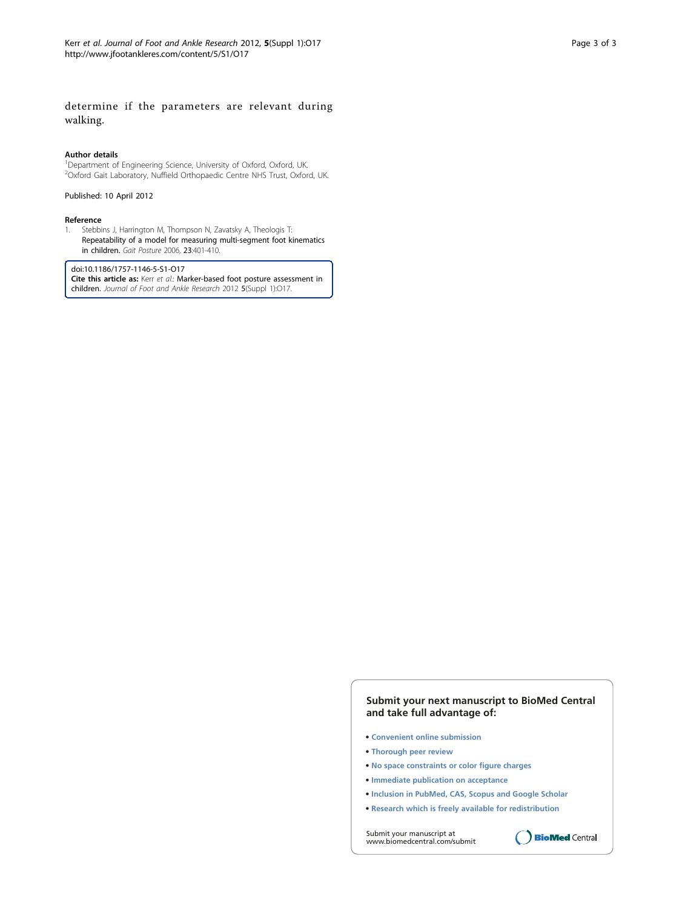determine if the parameters are relevant during walking.

#### Author details

[1]Department of Engineering Science, University of Oxford, Oxford, UK.
[2]Oxford Gait Laboratory, Nuffield Orthopaedic Centre NHS Trust, Oxford, UK.

Published: 10 April 2012

#### Reference

1. Stebbins J, Harrington M, Thompson N, Zavatsky A, Theologis T: **Repeatability of a model for measuring multi-segment foot kinematics in children.** *Gait Posture* 2006, **23**:401-410.

doi:10.1186/1757-1146-5-S1-O17
**Cite this article as:** Kerr *et al.*: Marker-based foot posture assessment in children. *Journal of Foot and Ankle Research* 2012 **5**(Suppl 1):O17.

**Submit your next manuscript to BioMed Central and take full advantage of:**

- **Convenient online submission**
- **Thorough peer review**
- **No space constraints or color figure charges**
- **Immediate publication on acceptance**
- **Inclusion in PubMed, CAS, Scopus and Google Scholar**
- **Research which is freely available for redistribution**

Submit your manuscript at
www.biomedcentral.com/submit

BioMed Central